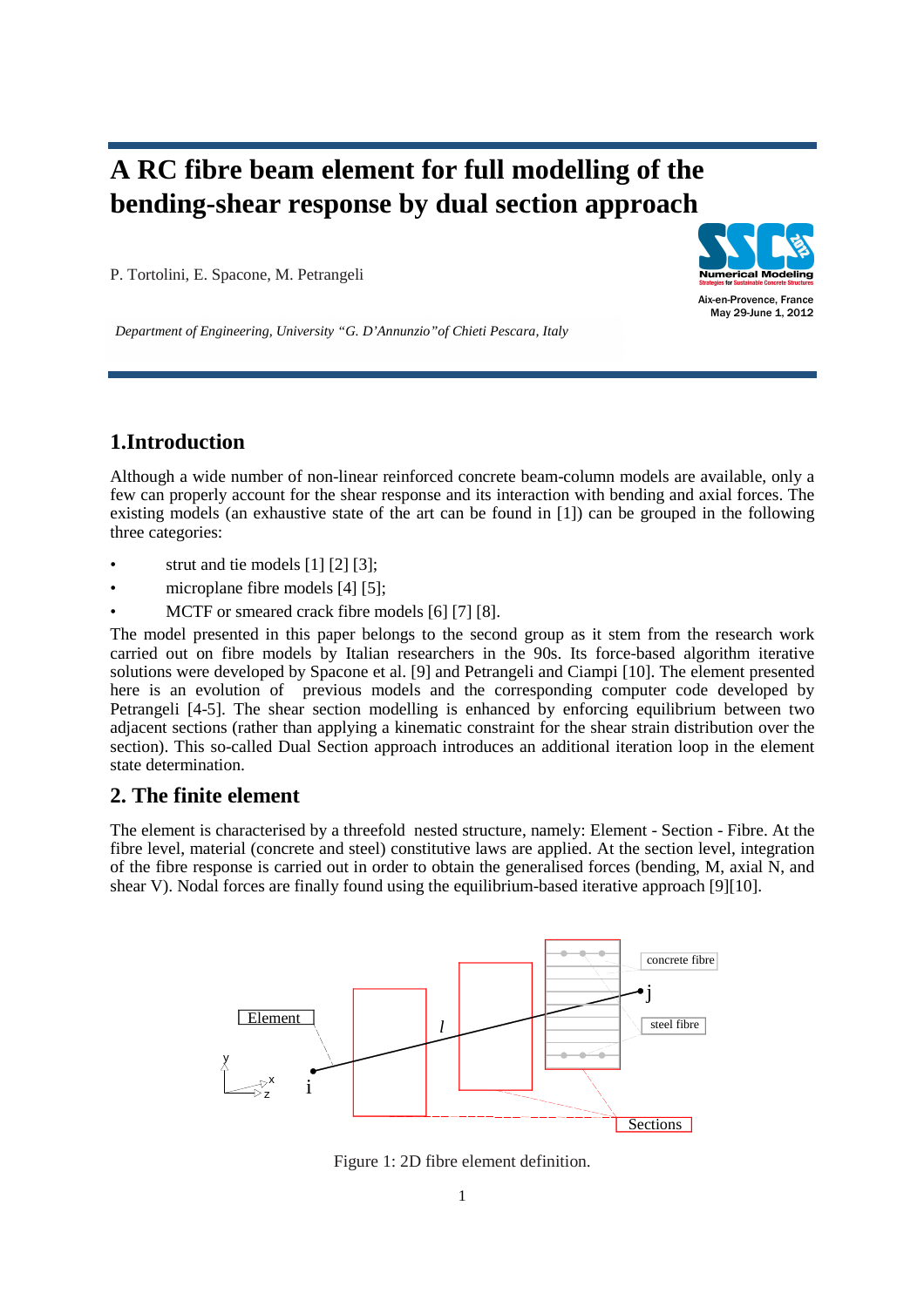# A RC fibre beam element for full modelling of the bending-shear response by dual section approach

P. Tortolini, E. Spacone, M. Petrangeli

*Department of Engineering, University "G. D'Annunzio" of Chieti Pescara, Italy*

## 1.Introduction

Although a wide number of non-linear reinforced concrete beam-column models are available, only a few can properly account for the shear response and its interaction with bending and axial forces. The existing models (an exhaustive state of the art can be found in [1]) can be grouped in the following three categories:

- strut and tie models [1] [2] [3];
- microplane fibre models [4] [5];
- MCTF or smeared crack fibre models [6] [7] [8].

The model presented in this paper belongs to the second group as it stem from the research work carried out on fibre models by Italian researchers in the 90s. Its force-based algorithm iterative solutions were developed by Spacone et al. [9] and Petrangeli and Ciampi [10]. The element presented here is an evolution of previous models and the corresponding computer code developed by Petrangeli [4-5]. The shear section modelling is enhanced by enforcing equilibrium between two adjacent sections (rather than applying a kinematic constraint for the shear strain distribution over the section). This so-called Dual Section approach introduces an additional iteration loop in the element state determination.

## 2. The finite element

The element is characterised by a threefold nested structure, namely: Element - Section - Fibre. At the fibre level, material (concrete and steel) constitutive laws are applied. At the section level, integration of the fibre response is carried out in order to obtain the generalised forces (bending, M, axial N, and shear V). Nodal forces are finally found using the equilibrium-based iterative approach [9][10].

Figure 1: 2D fibre element definition.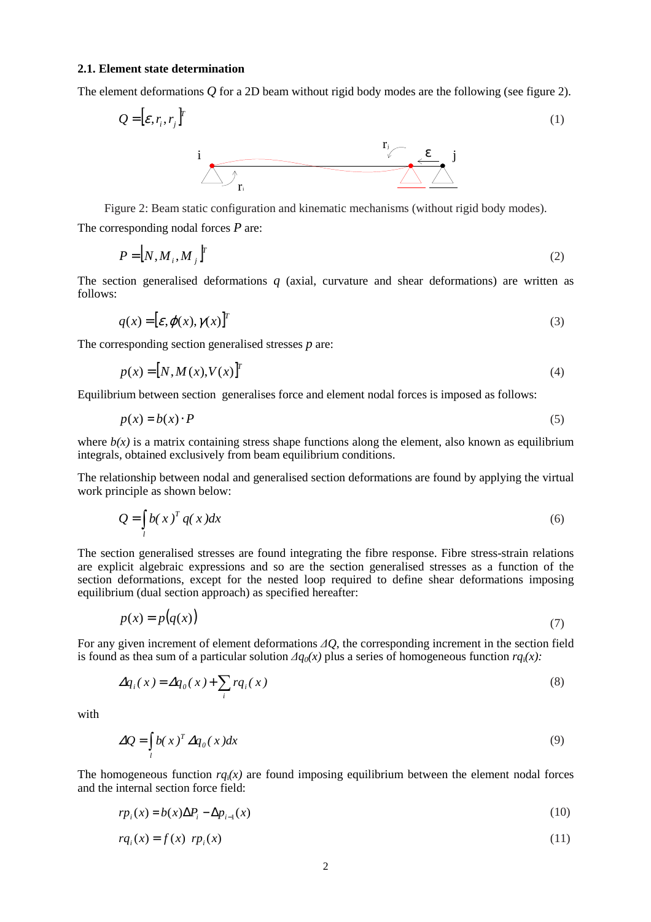### 2.1. Element state determination

The element deformations $Q$ for a 2D beam without rigid body modes are the following (see figure 2).

$$Q = [\varepsilon, r_i, r_j]^T \tag{1}$$

Figure 2: Beam static configuration and kinematic mechanisms (without rigid body modes).

The corresponding nodal forces $P$ are:

$$P = [N, M_i, M_j]^T \tag{2}$$

The section generalised deformations $q$ (axial, curvature and shear deformations) are written as follows:

$$q(x) = [\varepsilon, \varphi(x), \gamma(x)]^T \tag{3}$$

The corresponding section generalised stresses $p$ are:

$$p(x) = [N, M(x), V(x)]^T \tag{4}$$

Equilibrium between section generalises force and element nodal forces is imposed as follows:

$$p(x) = b(x) \cdot P \tag{5}$$

where $b(x)$ is a matrix containing stress shape functions along the element, also known as equilibrium integrals, obtained exclusively from beam equilibrium conditions.

The relationship between nodal and generalised section deformations are found by applying the virtual work principle as shown below:

$$Q = \int_l b(x)^T q(x) dx \tag{6}$$

The section generalised stresses are found integrating the fibre response. Fibre stress-strain relations are explicit algebraic expressions and so are the section generalised stresses as a function of the section deformations, except for the nested loop required to define shear deformations imposing equilibrium (dual section approach) as specified hereafter:

$$p(x) = p(q(x)) \tag{7}$$

For any given increment of element deformations $\Delta Q$, the corresponding increment in the section field is found as thea sum of a particular solution $\Delta q_0(x)$ plus a series of homogeneous function $rq_i(x)$:

$$\Delta q_i(x) = \Delta q_0(x) + \sum_i rq_i(x) \tag{8}$$

with

$$\Delta Q = \int_l b(x)^T \Delta q_0(x) dx \tag{9}$$

The homogeneous function $rq_i(x)$ are found imposing equilibrium between the element nodal forces and the internal section force field:

$$rp_i(x) = b(x)\Delta P_i - \Delta p_{i-1}(x) \tag{10}$$

$$rq_i(x) = f(x) \; rp_i(x) \tag{11}$$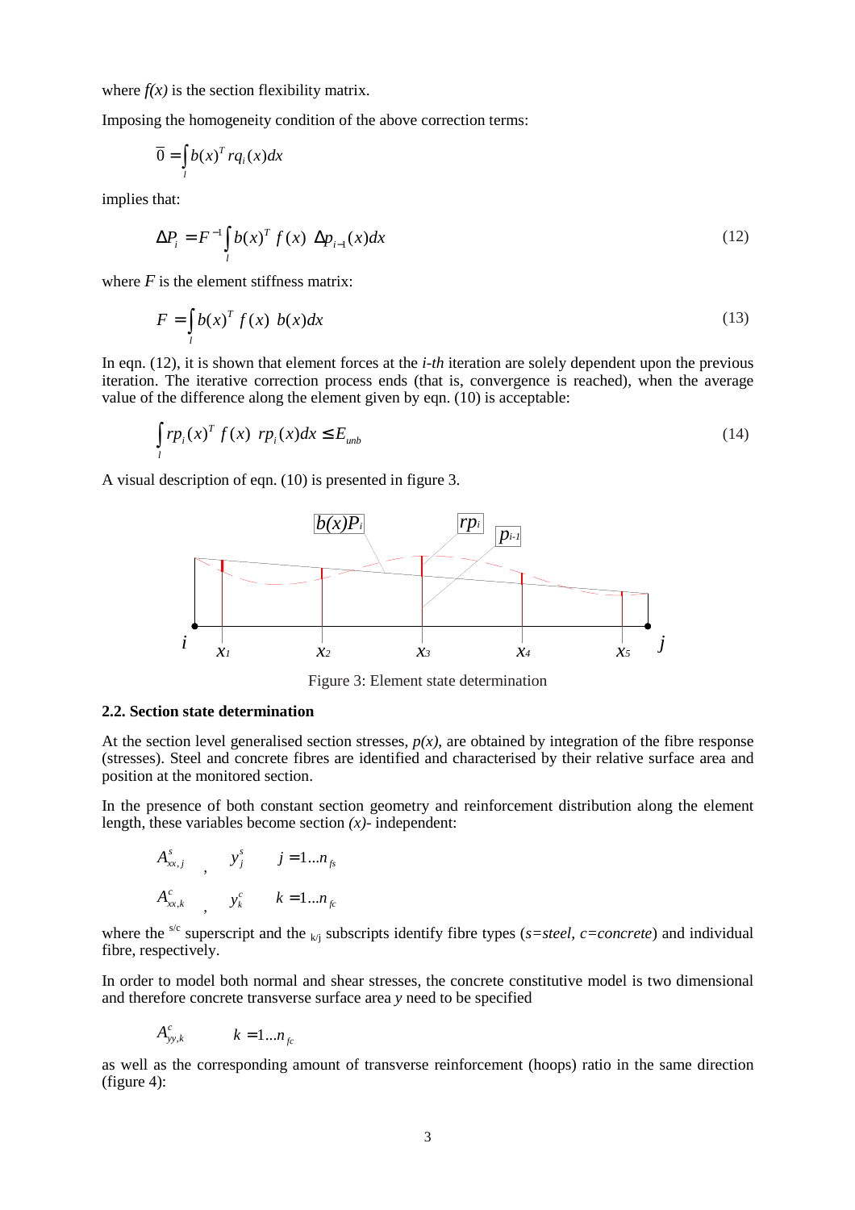where $f(x)$ is the section flexibility matrix.

Imposing the homogeneity condition of the above correction terms:

$$\overline{0} = \int_l b(x)^T rq_i(x)dx$$

implies that:

$$\Delta P_i = F^{-1} \int_l b(x)^T f(x)\ \Delta p_{i-1}(x)dx \tag{12}$$

where $F$ is the element stiffness matrix:

$$F = \int_l b(x)^T f(x)\ b(x)dx \tag{13}$$

In eqn. (12), it is shown that element forces at the *i-th* iteration are solely dependent upon the previous iteration. The iterative correction process ends (that is, convergence is reached), when the average value of the difference along the element given by eqn. (10) is acceptable:

$$\int_l rp_i(x)^T f(x)\ rp_i(x)dx \leq E_{unb} \tag{14}$$

A visual description of eqn. (10) is presented in figure 3.

Figure 3: Element state determination

### 2.2. Section state determination

At the section level generalised section stresses, $p(x)$, are obtained by integration of the fibre response (stresses). Steel and concrete fibres are identified and characterised by their relative surface area and position at the monitored section.

In the presence of both constant section geometry and reinforcement distribution along the element length, these variables become section $(x)$- independent:

$$A^s_{xx,j} \quad , \quad y^s_j \qquad j = 1 \ldots n_{fs}$$

$$A^c_{xx,k} \quad , \quad y^c_k \qquad k = 1 \ldots n_{fc}$$

where the $^{s/c}$ superscript and the $_{k/j}$ subscripts identify fibre types (*s=steel, c=concrete*) and individual fibre, respectively.

In order to model both normal and shear stresses, the concrete constitutive model is two dimensional and therefore concrete transverse surface area $y$ need to be specified

$$A^c_{yy,k} \qquad k = 1 \ldots n_{fc}$$

as well as the corresponding amount of transverse reinforcement (hoops) ratio in the same direction (figure 4):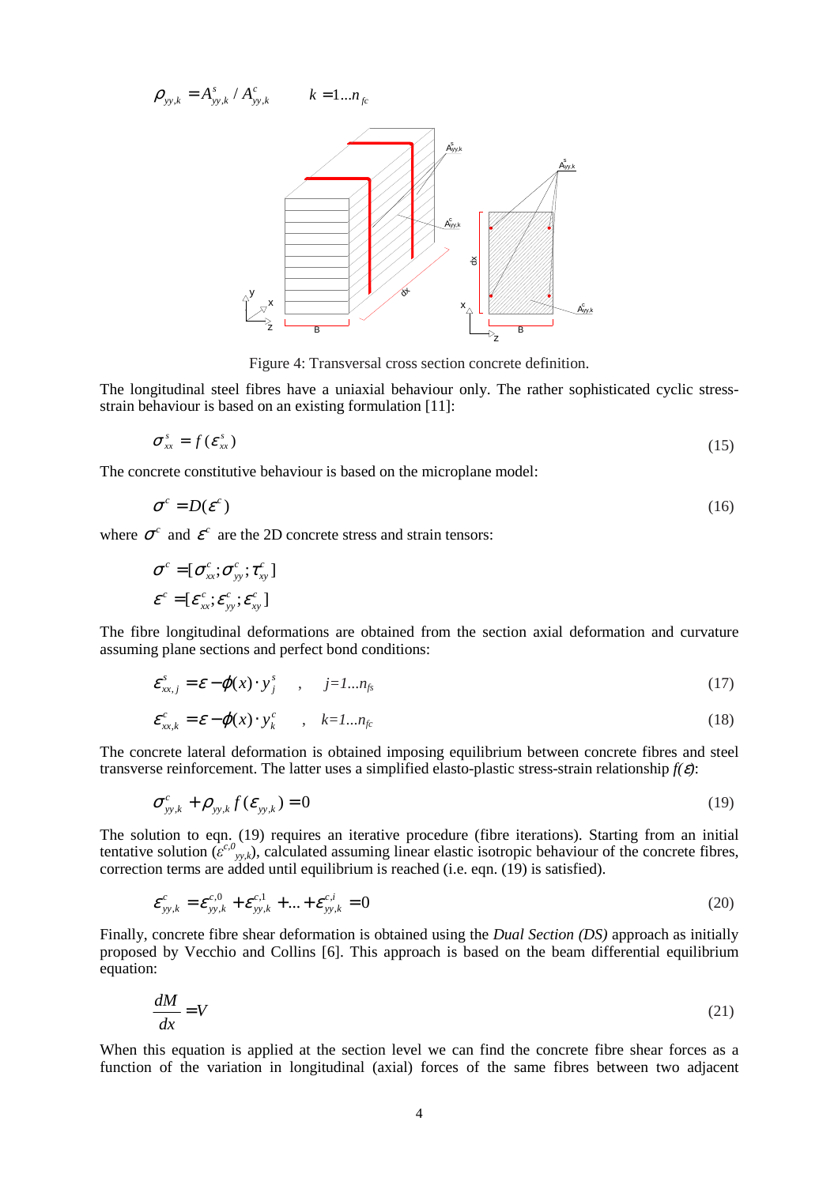$$\rho_{yy,k} = A^s_{yy,k} / A^c_{yy,k} \qquad k = 1 \ldots n_{fc}$$

Figure 4: Transversal cross section concrete definition.

The longitudinal steel fibres have a uniaxial behaviour only. The rather sophisticated cyclic stress-strain behaviour is based on an existing formulation [11]:

$$\sigma^s_{xx} = f(\varepsilon^s_{xx}) \tag{15}$$

The concrete constitutive behaviour is based on the microplane model:

$$\sigma^c = D(\varepsilon^c) \tag{16}$$

where $\sigma^c$ and $\varepsilon^c$ are the 2D concrete stress and strain tensors:

$$\sigma^c = [\sigma^c_{xx}; \sigma^c_{yy}; \tau^c_{xy}]$$
$$\varepsilon^c = [\varepsilon^c_{xx}; \varepsilon^c_{yy}; \varepsilon^c_{xy}]$$

The fibre longitudinal deformations are obtained from the section axial deformation and curvature assuming plane sections and perfect bond conditions:

$$\varepsilon^s_{xx,j} = \varepsilon - \phi(x) \cdot y^s_j \quad , \quad j=1 \ldots n_{fs} \tag{17}$$

$$\varepsilon^c_{xx,k} = \varepsilon - \phi(x) \cdot y^c_k \quad , \quad k=1 \ldots n_{fc} \tag{18}$$

The concrete lateral deformation is obtained imposing equilibrium between concrete fibres and steel transverse reinforcement. The latter uses a simplified elasto-plastic stress-strain relationship $f(\varepsilon)$:

$$\sigma^c_{yy,k} + \rho_{yy,k} f(\varepsilon_{yy,k}) = 0 \tag{19}$$

The solution to eqn. (19) requires an iterative procedure (fibre iterations). Starting from an initial tentative solution ($\varepsilon^{c,0}_{yy,k}$), calculated assuming linear elastic isotropic behaviour of the concrete fibres, correction terms are added until equilibrium is reached (i.e. eqn. (19) is satisfied).

$$\varepsilon^c_{yy,k} = \varepsilon^{c,0}_{yy,k} + \varepsilon^{c,1}_{yy,k} + \ldots + \varepsilon^{c,i}_{yy,k} = 0 \tag{20}$$

Finally, concrete fibre shear deformation is obtained using the *Dual Section (DS)* approach as initially proposed by Vecchio and Collins [6]. This approach is based on the beam differential equilibrium equation:

$$\frac{dM}{dx} = V \tag{21}$$

When this equation is applied at the section level we can find the concrete fibre shear forces as a function of the variation in longitudinal (axial) forces of the same fibres between two adjacent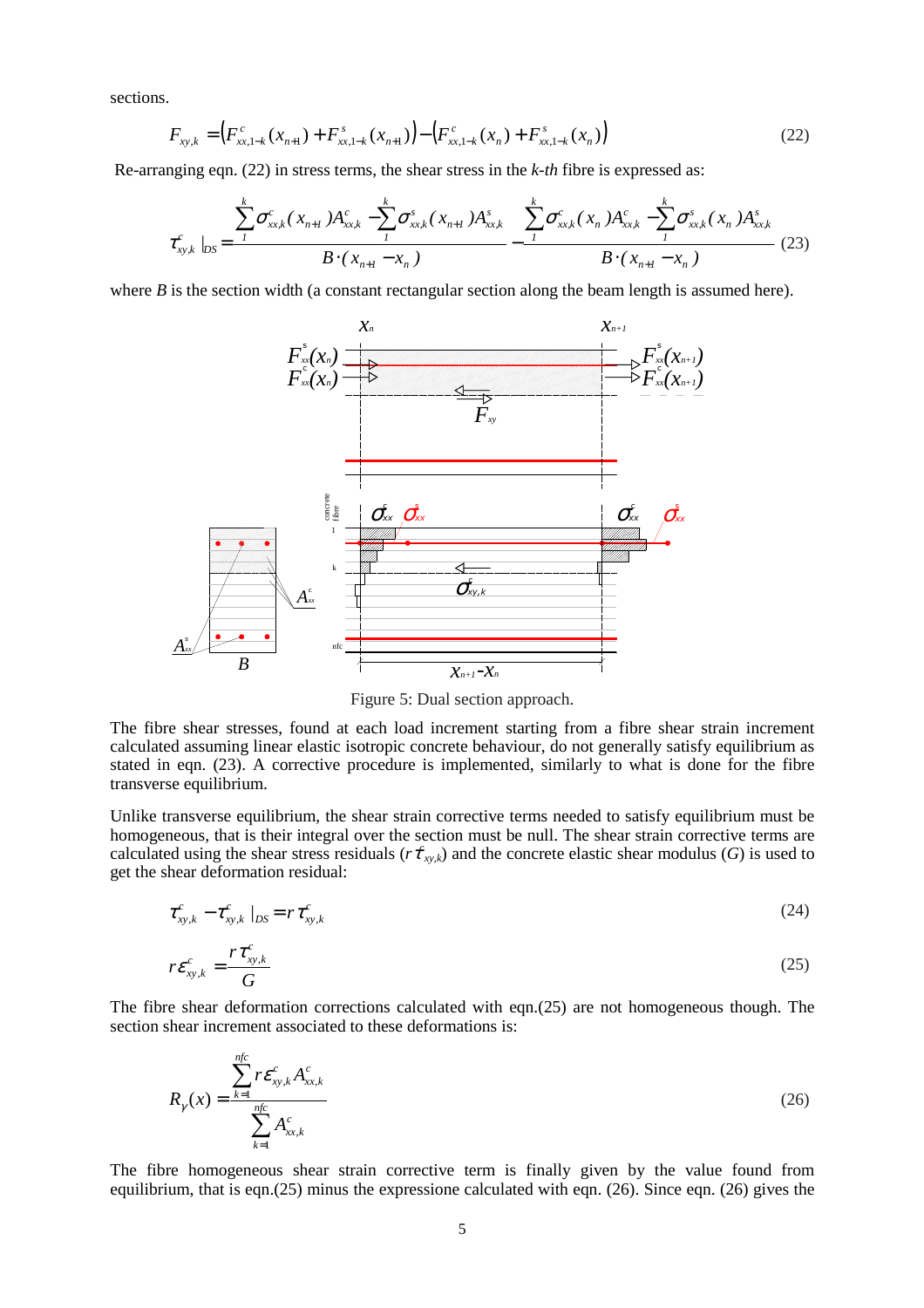sections.

$$F_{xy,k} = \left(F^{c}_{xx,1-k}(x_{n+1}) + F^{s}_{xx,1-k}(x_{n+1})\right) - \left(F^{c}_{xx,1-k}(x_{n}) + F^{s}_{xx,1-k}(x_{n})\right) \tag{22}$$

Re-arranging eqn. (22) in stress terms, the shear stress in the *k-th* fibre is expressed as:

$$\tau^{c}_{xy,k}\big|_{DS} = \frac{\sum_{1}^{k}\sigma^{c}_{xx,k}(x_{n+1})A^{c}_{xx,k} - \sum_{1}^{k}\sigma^{s}_{xx,k}(x_{n+1})A^{s}_{xx,k}}{B\cdot(x_{n+1}-x_{n})} - \frac{\sum_{1}^{k}\sigma^{c}_{xx,k}(x_{n})A^{c}_{xx,k} - \sum_{1}^{k}\sigma^{s}_{xx,k}(x_{n})A^{s}_{xx,k}}{B\cdot(x_{n+1}-x_{n})} \tag{23}$$

where $B$ is the section width (a constant rectangular section along the beam length is assumed here).

Figure 5: Dual section approach.

The fibre shear stresses, found at each load increment starting from a fibre shear strain increment calculated assuming linear elastic isotropic concrete behaviour, do not generally satisfy equilibrium as stated in eqn. (23). A corrective procedure is implemented, similarly to what is done for the fibre transverse equilibrium.

Unlike transverse equilibrium, the shear strain corrective terms needed to satisfy equilibrium must be homogeneous, that is their integral over the section must be null. The shear strain corrective terms are calculated using the shear stress residuals ($r\tau_{xy,k}$) and the concrete elastic shear modulus ($G$) is used to get the shear deformation residual:

$$\tau^{c}_{xy,k} - \tau^{c}_{xy,k}\big|_{DS} = r\tau^{c}_{xy,k} \tag{24}$$

$$r\varepsilon^{c}_{xy,k} = \frac{r\tau^{c}_{xy,k}}{G} \tag{25}$$

The fibre shear deformation corrections calculated with eqn.(25) are not homogeneous though. The section shear increment associated to these deformations is:

$$R_{\gamma}(x) = \frac{\sum_{k=1}^{nfc} r\varepsilon^{c}_{xy,k}A^{c}_{xx,k}}{\sum_{k=1}^{nfc} A^{c}_{xx,k}} \tag{26}$$

The fibre homogeneous shear strain corrective term is finally given by the value found from equilibrium, that is eqn.(25) minus the expressione calculated with eqn. (26). Since eqn. (26) gives the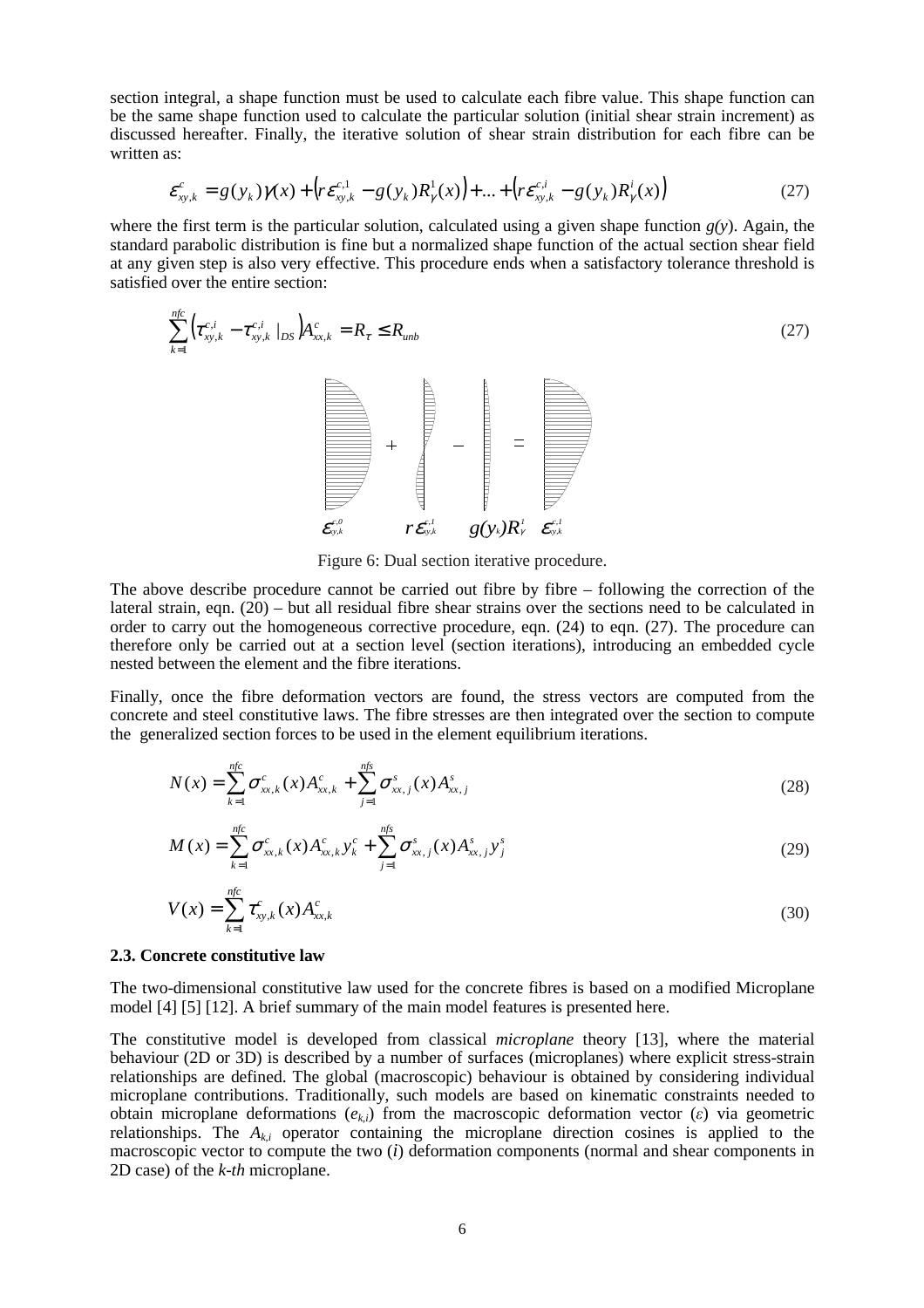section integral, a shape function must be used to calculate each fibre value. This shape function can be the same shape function used to calculate the particular solution (initial shear strain increment) as discussed hereafter. Finally, the iterative solution of shear strain distribution for each fibre can be written as:

$$\varepsilon^{c}_{xy,k} = g(y_k)\gamma(x) + \left(r\varepsilon^{c,1}_{xy,k} - g(y_k)R^{1}_{\gamma}(x)\right) + ... + \left(r\varepsilon^{c,i}_{xy,k} - g(y_k)R^{i}_{\gamma}(x)\right) \tag{27}$$

where the first term is the particular solution, calculated using a given shape function $g(y)$. Again, the standard parabolic distribution is fine but a normalized shape function of the actual section shear field at any given step is also very effective. This procedure ends when a satisfactory tolerance threshold is satisfied over the entire section:

$$\sum_{k=1}^{nfc}\left(\tau^{c,i}_{xy,k} - \tau^{c,i}_{xy,k}\big|_{DS}\right)A^{c}_{xx,k} = R_{\tau} \leq R_{unb} \tag{27}$$

Figure 6: Dual section iterative procedure.

The above describe procedure cannot be carried out fibre by fibre – following the correction of the lateral strain, eqn. (20) – but all residual fibre shear strains over the sections need to be calculated in order to carry out the homogeneous corrective procedure, eqn. (24) to eqn. (27). The procedure can therefore only be carried out at a section level (section iterations), introducing an embedded cycle nested between the element and the fibre iterations.

Finally, once the fibre deformation vectors are found, the stress vectors are computed from the concrete and steel constitutive laws. The fibre stresses are then integrated over the section to compute the generalized section forces to be used in the element equilibrium iterations.

$$N(x) = \sum_{k=1}^{nfc}\sigma^{c}_{xx,k}(x)A^{c}_{xx,k} + \sum_{j=1}^{nfs}\sigma^{s}_{xx,j}(x)A^{s}_{xx,j} \tag{28}$$

$$M(x) = \sum_{k=1}^{nfc}\sigma^{c}_{xx,k}(x)A^{c}_{xx,k}y^{c}_{k} + \sum_{j=1}^{nfs}\sigma^{s}_{xx,j}(x)A^{s}_{xx,j}y^{s}_{j} \tag{29}$$

$$V(x) = \sum_{k=1}^{nfc}\tau^{c}_{xy,k}(x)A^{c}_{xx,k} \tag{30}$$

### 2.3. Concrete constitutive law

The two-dimensional constitutive law used for the concrete fibres is based on a modified Microplane model [4] [5] [12]. A brief summary of the main model features is presented here.

The constitutive model is developed from classical *microplane* theory [13], where the material behaviour (2D or 3D) is described by a number of surfaces (microplanes) where explicit stress-strain relationships are defined. The global (macroscopic) behaviour is obtained by considering individual microplane contributions. Traditionally, such models are based on kinematic constraints needed to obtain microplane deformations ($e_{k,i}$) from the macroscopic deformation vector ($\varepsilon$) via geometric relationships. The $A_{k,i}$ operator containing the microplane direction cosines is applied to the macroscopic vector to compute the two ($i$) deformation components (normal and shear components in 2D case) of the *k-th* microplane.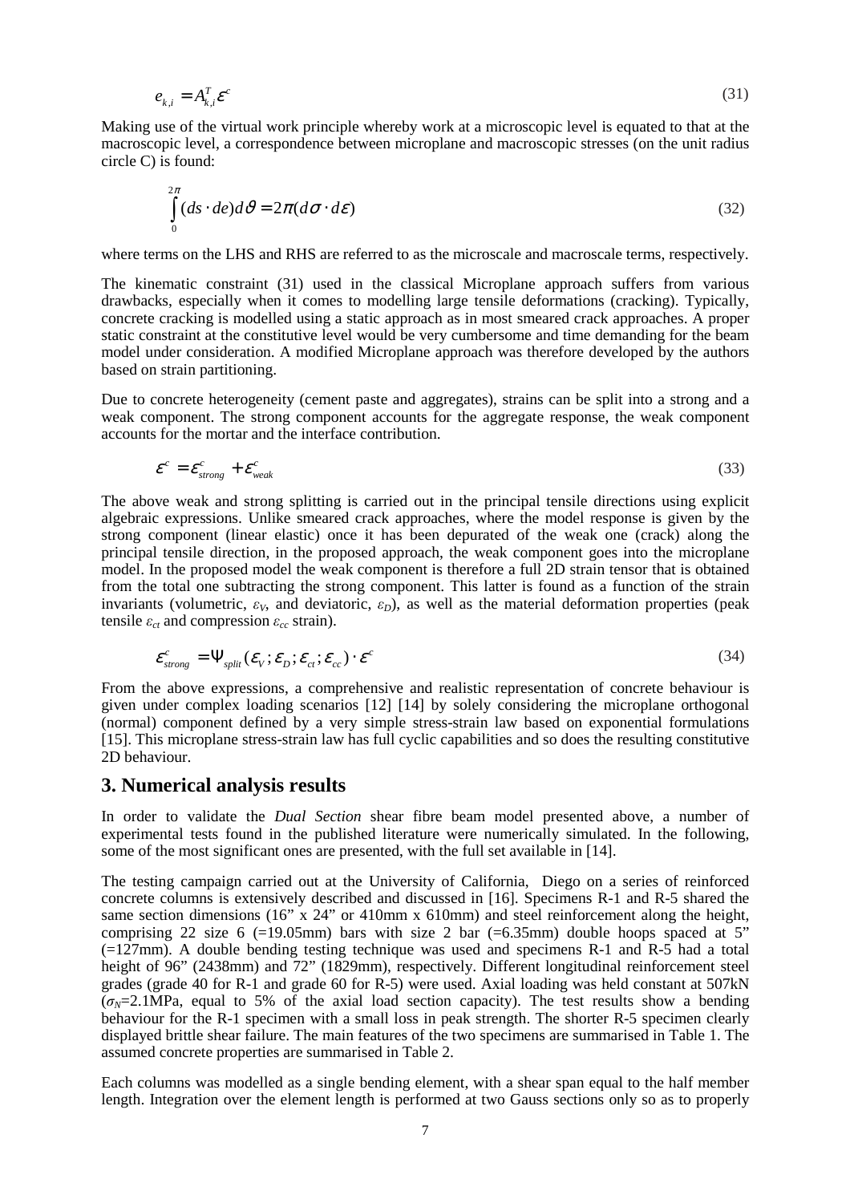$$e_{k,i} = A_{k,i}^T \varepsilon^c \tag{31}$$

Making use of the virtual work principle whereby work at a microscopic level is equated to that at the macroscopic level, a correspondence between microplane and macroscopic stresses (on the unit radius circle C) is found:

$$\int_0^{2\pi} (ds \cdot de) d\vartheta = 2\pi (d\sigma \cdot d\varepsilon) \tag{32}$$

where terms on the LHS and RHS are referred to as the microscale and macroscale terms, respectively.

The kinematic constraint (31) used in the classical Microplane approach suffers from various drawbacks, especially when it comes to modelling large tensile deformations (cracking). Typically, concrete cracking is modelled using a static approach as in most smeared crack approaches. A proper static constraint at the constitutive level would be very cumbersome and time demanding for the beam model under consideration. A modified Microplane approach was therefore developed by the authors based on strain partitioning.

Due to concrete heterogeneity (cement paste and aggregates), strains can be split into a strong and a weak component. The strong component accounts for the aggregate response, the weak component accounts for the mortar and the interface contribution.

$$\varepsilon^c = \varepsilon^c_{strong} + \varepsilon^c_{weak} \tag{33}$$

The above weak and strong splitting is carried out in the principal tensile directions using explicit algebraic expressions. Unlike smeared crack approaches, where the model response is given by the strong component (linear elastic) once it has been depurated of the weak one (crack) along the principal tensile direction, in the proposed approach, the weak component goes into the microplane model. In the proposed model the weak component is therefore a full 2D strain tensor that is obtained from the total one subtracting the strong component. This latter is found as a function of the strain invariants (volumetric, $\varepsilon_V$, and deviatoric, $\varepsilon_D$), as well as the material deformation properties (peak tensile $\varepsilon_{ct}$ and compression $\varepsilon_{cc}$ strain).

$$\varepsilon^c_{strong} = \Psi_{split}(\varepsilon_V; \varepsilon_D; \varepsilon_{ct}; \varepsilon_{cc}) \cdot \varepsilon^c \tag{34}$$

From the above expressions, a comprehensive and realistic representation of concrete behaviour is given under complex loading scenarios [12] [14] by solely considering the microplane orthogonal (normal) component defined by a very simple stress-strain law based on exponential formulations [15]. This microplane stress-strain law has full cyclic capabilities and so does the resulting constitutive 2D behaviour.

## 3. Numerical analysis results

In order to validate the *Dual Section* shear fibre beam model presented above, a number of experimental tests found in the published literature were numerically simulated. In the following, some of the most significant ones are presented, with the full set available in [14].

The testing campaign carried out at the University of California, Diego on a series of reinforced concrete columns is extensively described and discussed in [16]. Specimens R-1 and R-5 shared the same section dimensions (16" x 24" or 410mm x 610mm) and steel reinforcement along the height, comprising 22 size 6 (=19.05mm) bars with size 2 bar (=6.35mm) double hoops spaced at 5" (=127mm). A double bending testing technique was used and specimens R-1 and R-5 had a total height of 96" (2438mm) and 72" (1829mm), respectively. Different longitudinal reinforcement steel grades (grade 40 for R-1 and grade 60 for R-5) were used. Axial loading was held constant at 507kN ($\sigma_N$=2.1MPa, equal to 5% of the axial load section capacity). The test results show a bending behaviour for the R-1 specimen with a small loss in peak strength. The shorter R-5 specimen clearly displayed brittle shear failure. The main features of the two specimens are summarised in Table 1. The assumed concrete properties are summarised in Table 2.

Each columns was modelled as a single bending element, with a shear span equal to the half member length. Integration over the element length is performed at two Gauss sections only so as to properly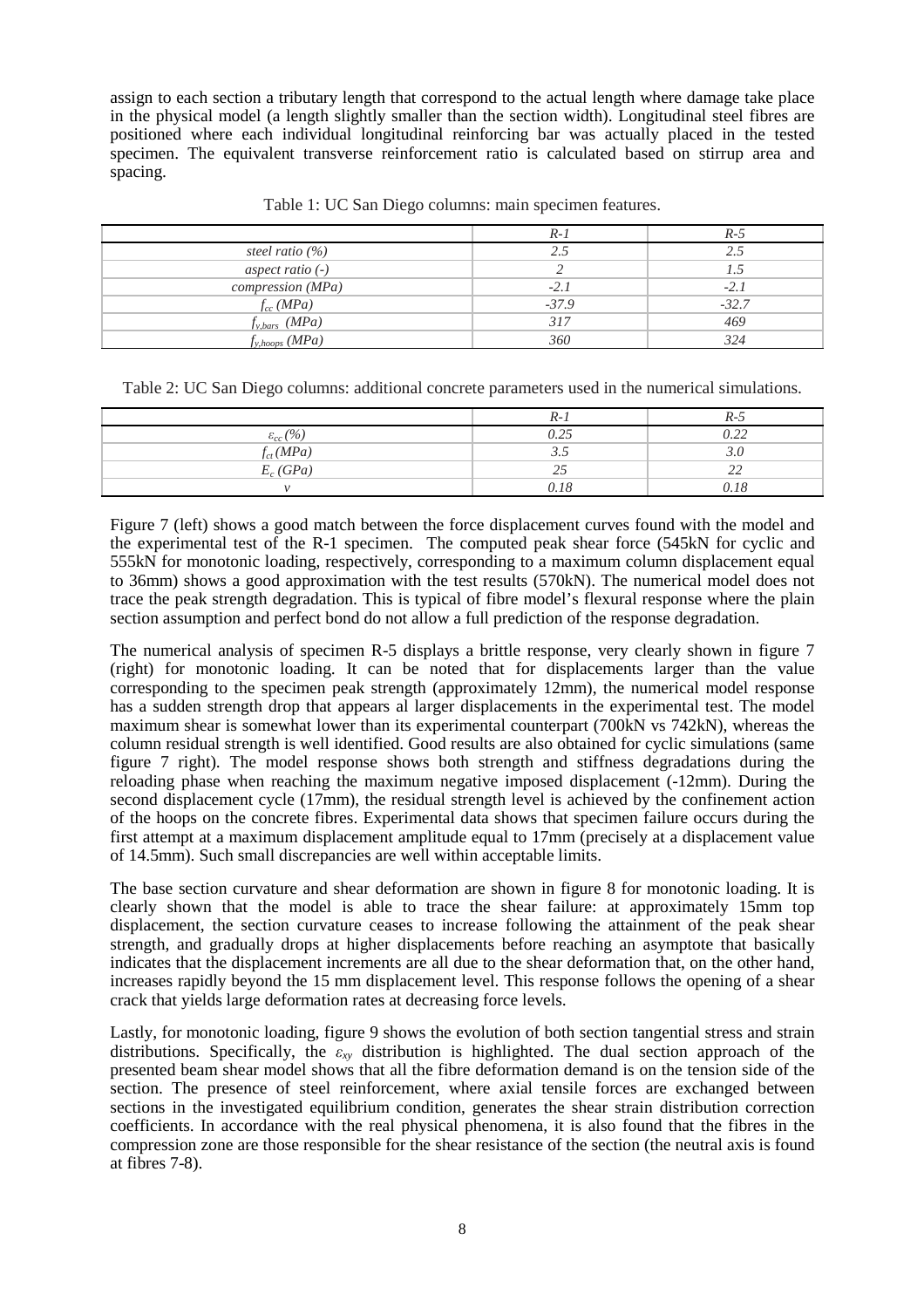assign to each section a tributary length that correspond to the actual length where damage take place in the physical model (a length slightly smaller than the section width). Longitudinal steel fibres are positioned where each individual longitudinal reinforcing bar was actually placed in the tested specimen. The equivalent transverse reinforcement ratio is calculated based on stirrup area and spacing.

Table 1: UC San Diego columns: main specimen features.

| | *R-1* | *R-5* |
|---|---|---|
| *steel ratio (%)* | *2.5* | *2.5* |
| *aspect ratio (-)* | *2* | *1.5* |
| *compression (MPa)* | *-2.1* | *-2.1* |
| $f_{cc}$ *(MPa)* | *-37.9* | *-32.7* |
| $f_{y,bars}$ *(MPa)* | *317* | *469* |
| $f_{y,hoops}$ *(MPa)* | *360* | *324* |

Table 2: UC San Diego columns: additional concrete parameters used in the numerical simulations.

| | *R-1* | *R-5* |
|---|---|---|
| $\varepsilon_{cc}$ *(%)* | *0.25* | *0.22* |
| $f_{ct}$ *(MPa)* | *3.5* | *3.0* |
| $E_c$ *(GPa)* | *25* | *22* |
| $\nu$ | *0.18* | *0.18* |

Figure 7 (left) shows a good match between the force displacement curves found with the model and the experimental test of the R-1 specimen. The computed peak shear force (545kN for cyclic and 555kN for monotonic loading, respectively, corresponding to a maximum column displacement equal to 36mm) shows a good approximation with the test results (570kN). The numerical model does not trace the peak strength degradation. This is typical of fibre model's flexural response where the plain section assumption and perfect bond do not allow a full prediction of the response degradation.

The numerical analysis of specimen R-5 displays a brittle response, very clearly shown in figure 7 (right) for monotonic loading. It can be noted that for displacements larger than the value corresponding to the specimen peak strength (approximately 12mm), the numerical model response has a sudden strength drop that appears al larger displacements in the experimental test. The model maximum shear is somewhat lower than its experimental counterpart (700kN vs 742kN), whereas the column residual strength is well identified. Good results are also obtained for cyclic simulations (same figure 7 right). The model response shows both strength and stiffness degradations during the reloading phase when reaching the maximum negative imposed displacement (-12mm). During the second displacement cycle (17mm), the residual strength level is achieved by the confinement action of the hoops on the concrete fibres. Experimental data shows that specimen failure occurs during the first attempt at a maximum displacement amplitude equal to 17mm (precisely at a displacement value of 14.5mm). Such small discrepancies are well within acceptable limits.

The base section curvature and shear deformation are shown in figure 8 for monotonic loading. It is clearly shown that the model is able to trace the shear failure: at approximately 15mm top displacement, the section curvature ceases to increase following the attainment of the peak shear strength, and gradually drops at higher displacements before reaching an asymptote that basically indicates that the displacement increments are all due to the shear deformation that, on the other hand, increases rapidly beyond the 15 mm displacement level. This response follows the opening of a shear crack that yields large deformation rates at decreasing force levels.

Lastly, for monotonic loading, figure 9 shows the evolution of both section tangential stress and strain distributions. Specifically, the $\varepsilon_{xy}$ distribution is highlighted. The dual section approach of the presented beam shear model shows that all the fibre deformation demand is on the tension side of the section. The presence of steel reinforcement, where axial tensile forces are exchanged between sections in the investigated equilibrium condition, generates the shear strain distribution correction coefficients. In accordance with the real physical phenomena, it is also found that the fibres in the compression zone are those responsible for the shear resistance of the section (the neutral axis is found at fibres 7-8).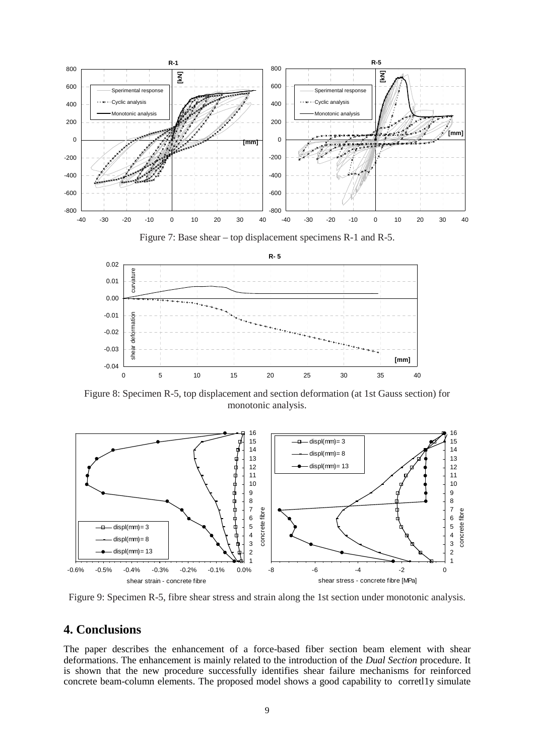Figure 7: Base shear – top displacement specimens R-1 and R-5.

Figure 8: Specimen R-5, top displacement and section deformation (at 1st Gauss section) for monotonic analysis.

Figure 9: Specimen R-5, fibre shear stress and strain along the 1st section under monotonic analysis.

## 4. Conclusions

The paper describes the enhancement of a force-based fiber section beam element with shear deformations. The enhancement is mainly related to the introduction of the *Dual Section* procedure. It is shown that the new procedure successfully identifies shear failure mechanisms for reinforced concrete beam-column elements. The proposed model shows a good capability to corretl1y simulate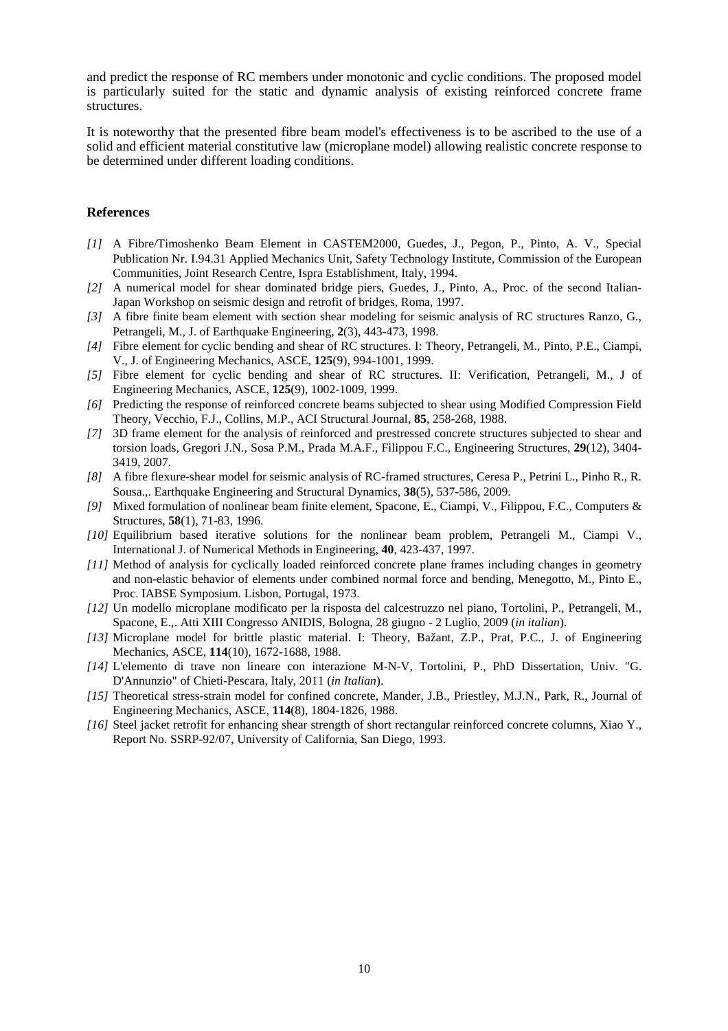and predict the response of RC members under monotonic and cyclic conditions. The proposed model is particularly suited for the static and dynamic analysis of existing reinforced concrete frame structures.

It is noteworthy that the presented fibre beam model's effectiveness is to be ascribed to the use of a solid and efficient material constitutive law (microplane model) allowing realistic concrete response to be determined under different loading conditions.

## References

*[1]* A Fibre/Timoshenko Beam Element in CASTEM2000, Guedes, J., Pegon, P., Pinto, A. V., Special Publication Nr. I.94.31 Applied Mechanics Unit, Safety Technology Institute, Commission of the European Communities, Joint Research Centre, Ispra Establishment, Italy, 1994.

*[2]* A numerical model for shear dominated bridge piers, Guedes, J., Pinto, A., Proc. of the second Italian-Japan Workshop on seismic design and retrofit of bridges, Roma, 1997.

*[3]* A fibre finite beam element with section shear modeling for seismic analysis of RC structures Ranzo, G., Petrangeli, M., J. of Earthquake Engineering, **2**(3), 443-473, 1998.

*[4]* Fibre element for cyclic bending and shear of RC structures. I: Theory, Petrangeli, M., Pinto, P.E., Ciampi, V., J. of Engineering Mechanics, ASCE, **125**(9), 994-1001, 1999.

*[5]* Fibre element for cyclic bending and shear of RC structures. II: Verification, Petrangeli, M., J of Engineering Mechanics, ASCE, **125**(9), 1002-1009, 1999.

*[6]* Predicting the response of reinforced concrete beams subjected to shear using Modified Compression Field Theory, Vecchio, F.J., Collins, M.P., ACI Structural Journal, **85**, 258-268, 1988.

*[7]* 3D frame element for the analysis of reinforced and prestressed concrete structures subjected to shear and torsion loads, Gregori J.N., Sosa P.M., Prada M.A.F., Filippou F.C., Engineering Structures, **29**(12), 3404-3419, 2007.

*[8]* A fibre flexure-shear model for seismic analysis of RC-framed structures, Ceresa P., Petrini L., Pinho R., R. Sousa.,. Earthquake Engineering and Structural Dynamics, **38**(5), 537-586, 2009.

*[9]* Mixed formulation of nonlinear beam finite element, Spacone, E., Ciampi, V., Filippou, F.C., Computers & Structures, **58**(1), 71-83, 1996.

*[10]* Equilibrium based iterative solutions for the nonlinear beam problem, Petrangeli M., Ciampi V., International J. of Numerical Methods in Engineering, **40**, 423-437, 1997.

*[11]* Method of analysis for cyclically loaded reinforced concrete plane frames including changes in geometry and non-elastic behavior of elements under combined normal force and bending, Menegotto, M., Pinto E., Proc. IABSE Symposium. Lisbon, Portugal, 1973.

*[12]* Un modello microplane modificato per la risposta del calcestruzzo nel piano, Tortolini, P., Petrangeli, M., Spacone, E.,. Atti XIII Congresso ANIDIS, Bologna, 28 giugno - 2 Luglio, 2009 (*in italian*).

*[13]* Microplane model for brittle plastic material. I: Theory, Bažant, Z.P., Prat, P.C., J. of Engineering Mechanics, ASCE, **114**(10), 1672-1688, 1988.

*[14]* L'elemento di trave non lineare con interazione M-N-V, Tortolini, P., PhD Dissertation, Univ. "G. D'Annunzio" of Chieti-Pescara, Italy, 2011 (*in Italian*).

*[15]* Theoretical stress-strain model for confined concrete, Mander, J.B., Priestley, M.J.N., Park, R., Journal of Engineering Mechanics, ASCE, **114**(8), 1804-1826, 1988.

*[16]* Steel jacket retrofit for enhancing shear strength of short rectangular reinforced concrete columns, Xiao Y., Report No. SSRP-92/07, University of California, San Diego, 1993.